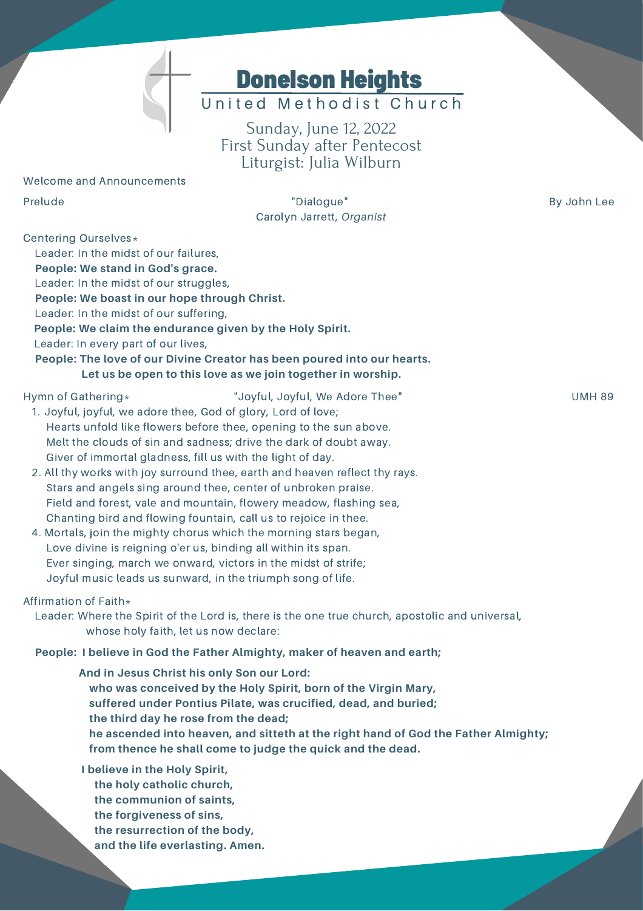# Donelson Heights

## United Methodist Church

Sunday, June 12, 2022
First Sunday after Pentecost
Liturgist: Julia Wilburn

Welcome and Announcements

Prelude — "Dialogue" — By John Lee
Carolyn Jarrett, *Organist*

Centering Ourselves*

Leader: In the midst of our failures,
**People: We stand in God's grace.**
Leader: In the midst of our struggles,
**People: We boast in our hope through Christ.**
Leader: In the midst of our suffering,
**People: We claim the endurance given by the Holy Spirit.**
Leader: In every part of our lives,
**People: The love of our Divine Creator has been poured into our hearts.**
**Let us be open to this love as we join together in worship.**

Hymn of Gathering* — "Joyful, Joyful, We Adore Thee" — UMH 89

1. Joyful, joyful, we adore thee, God of glory, Lord of love;
   Hearts unfold like flowers before thee, opening to the sun above.
   Melt the clouds of sin and sadness; drive the dark of doubt away.
   Giver of immortal gladness, fill us with the light of day.
2. All thy works with joy surround thee, earth and heaven reflect thy rays.
   Stars and angels sing around thee, center of unbroken praise.
   Field and forest, vale and mountain, flowery meadow, flashing sea,
   Chanting bird and flowing fountain, call us to rejoice in thee.
4. Mortals, join the mighty chorus which the morning stars began,
   Love divine is reigning o'er us, binding all within its span.
   Ever singing, march we onward, victors in the midst of strife;
   Joyful music leads us sunward, in the triumph song of life.

Affirmation of Faith*

Leader: Where the Spirit of the Lord is, there is the one true church, apostolic and universal, whose holy faith, let us now declare:

**People: I believe in God the Father Almighty, maker of heaven and earth;**

**And in Jesus Christ his only Son our Lord:**
**who was conceived by the Holy Spirit, born of the Virgin Mary,**
**suffered under Pontius Pilate, was crucified, dead, and buried;**
**the third day he rose from the dead;**
**he ascended into heaven, and sitteth at the right hand of God the Father Almighty;**
**from thence he shall come to judge the quick and the dead.**

**I believe in the Holy Spirit,**
**the holy catholic church,**
**the communion of saints,**
**the forgiveness of sins,**
**the resurrection of the body,**
**and the life everlasting. Amen.**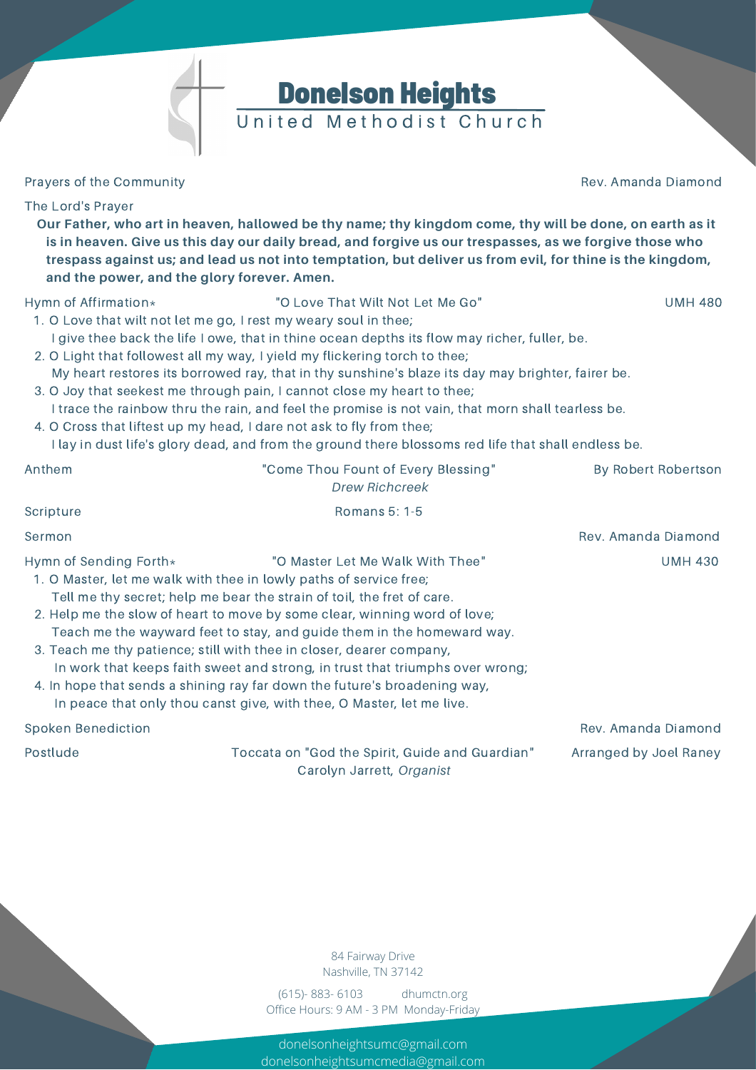# Donelson Heights

United Methodist Church

Prayers of the Community — Rev. Amanda Diamond

The Lord's Prayer

**Our Father, who art in heaven, hallowed be thy name; thy kingdom come, thy will be done, on earth as it is in heaven. Give us this day our daily bread, and forgive us our trespasses, as we forgive those who trespass against us; and lead us not into temptation, but deliver us from evil, for thine is the kingdom, and the power, and the glory forever. Amen.**

Hymn of Affirmation* — "O Love That Wilt Not Let Me Go" — UMH 480

1. O Love that wilt not let me go, I rest my weary soul in thee;
   I give thee back the life I owe, that in thine ocean depths its flow may richer, fuller, be.
2. O Light that followest all my way, I yield my flickering torch to thee;
   My heart restores its borrowed ray, that in thy sunshine's blaze its day may brighter, fairer be.
3. O Joy that seekest me through pain, I cannot close my heart to thee;
   I trace the rainbow thru the rain, and feel the promise is not vain, that morn shall tearless be.
4. O Cross that liftest up my head, I dare not ask to fly from thee;
   I lay in dust life's glory dead, and from the ground there blossoms red life that shall endless be.

Anthem — "Come Thou Fount of Every Blessing" — By Robert Robertson
*Drew Richcreek*

Scripture — Romans 5: 1-5

Sermon — Rev. Amanda Diamond

Hymn of Sending Forth* — "O Master Let Me Walk With Thee" — UMH 430

1. O Master, let me walk with thee in lowly paths of service free;
   Tell me thy secret; help me bear the strain of toil, the fret of care.
2. Help me the slow of heart to move by some clear, winning word of love;
   Teach me the wayward feet to stay, and guide them in the homeward way.
3. Teach me thy patience; still with thee in closer, dearer company,
   In work that keeps faith sweet and strong, in trust that triumphs over wrong;
4. In hope that sends a shining ray far down the future's broadening way,
   In peace that only thou canst give, with thee, O Master, let me live.

Spoken Benediction — Rev. Amanda Diamond

Postlude — Toccata on "God the Spirit, Guide and Guardian" — Arranged by Joel Raney
Carolyn Jarrett, *Organist*

84 Fairway Drive
Nashville, TN 37142

(615)- 883- 6103 dhumctn.org
Office Hours: 9 AM - 3 PM Monday-Friday

donelsonheightsumc@gmail.com
donelsonheightsumcmedia@gmail.com